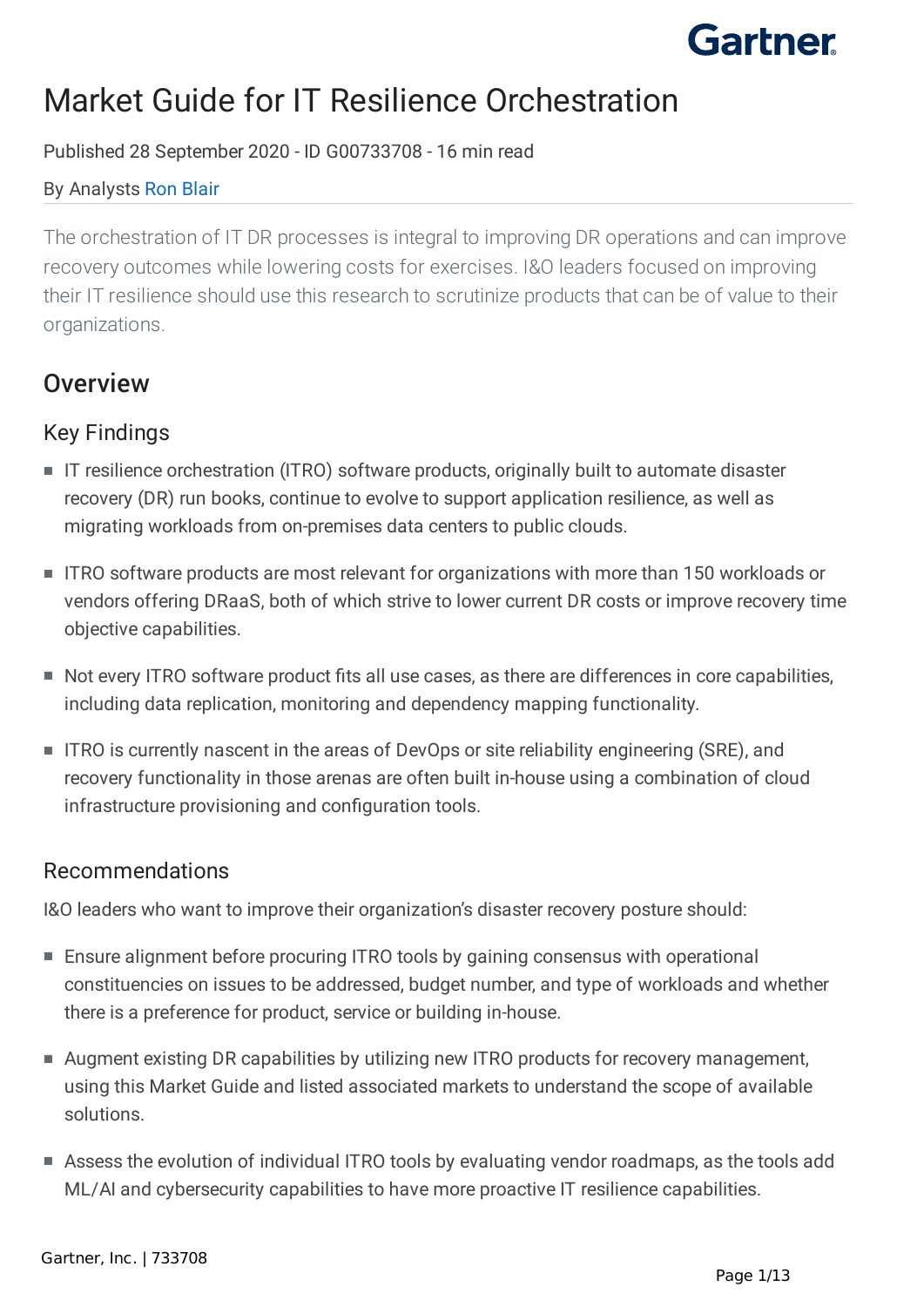# Market Guide for IT Resilience Orchestration

Published 28 September 2020 - ID G00733708 - 16 min read

By Analysts Ron Blair

The orchestration of IT DR processes is integral to improving DR operations and can improve recovery outcomes while lowering costs for exercises. I&O leaders focused on improving their IT resilience should use this research to scrutinize products that can be of value to their organizations.

## Overview

### Key Findings

- IT resilience orchestration (ITRO) software products, originally built to automate disaster recovery (DR) run books, continue to evolve to support application resilience, as well as migrating workloads from on-premises data centers to public clouds.
- ITRO software products are most relevant for organizations with more than 150 workloads or vendors offering DRaaS, both of which strive to lower current DR costs or improve recovery time objective capabilities.
- Not every ITRO software product fits all use cases, as there are differences in core capabilities, including data replication, monitoring and dependency mapping functionality.
- ITRO is currently nascent in the areas of DevOps or site reliability engineering (SRE), and recovery functionality in those arenas are often built in-house using a combination of cloud infrastructure provisioning and configuration tools.

### Recommendations

I&O leaders who want to improve their organization's disaster recovery posture should:

- Ensure alignment before procuring ITRO tools by gaining consensus with operational constituencies on issues to be addressed, budget number, and type of workloads and whether there is a preference for product, service or building in-house.
- Augment existing DR capabilities by utilizing new ITRO products for recovery management, using this Market Guide and listed associated markets to understand the scope of available solutions.
- Assess the evolution of individual ITRO tools by evaluating vendor roadmaps, as the tools add ML/AI and cybersecurity capabilities to have more proactive IT resilience capabilities.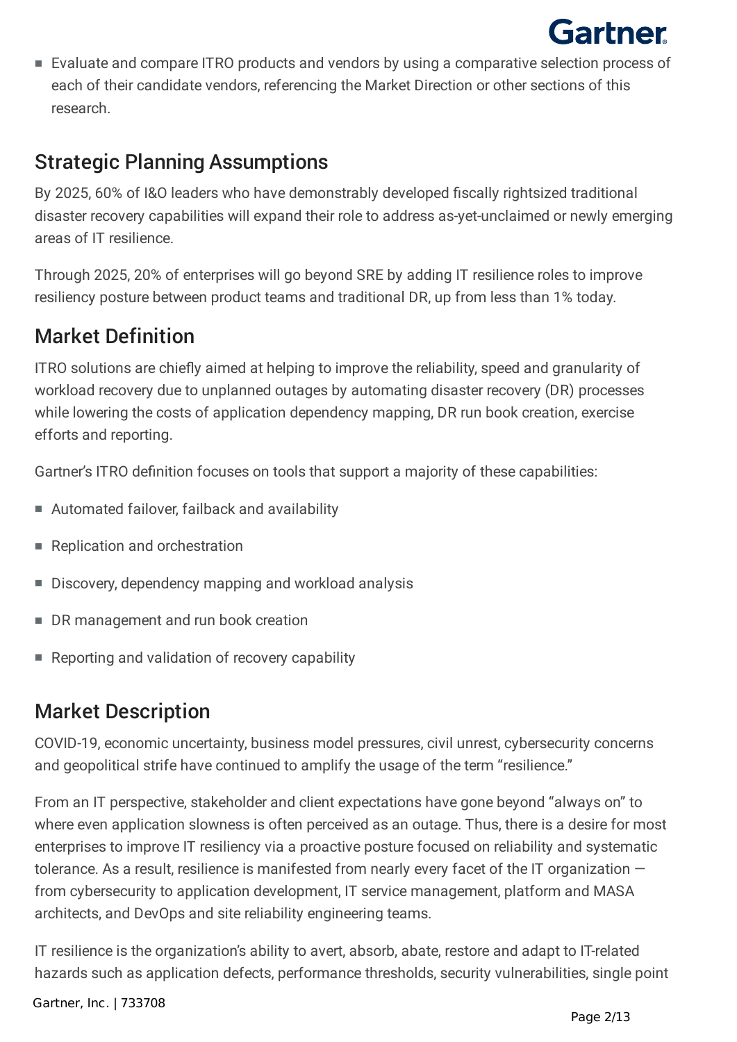- Evaluate and compare ITRO products and vendors by using a comparative selection process of each of their candidate vendors, referencing the Market Direction or other sections of this research.

## Strategic Planning Assumptions

By 2025, 60% of I&O leaders who have demonstrably developed fiscally rightsized traditional disaster recovery capabilities will expand their role to address as-yet-unclaimed or newly emerging areas of IT resilience.

Through 2025, 20% of enterprises will go beyond SRE by adding IT resilience roles to improve resiliency posture between product teams and traditional DR, up from less than 1% today.

## Market Definition

ITRO solutions are chiefly aimed at helping to improve the reliability, speed and granularity of workload recovery due to unplanned outages by automating disaster recovery (DR) processes while lowering the costs of application dependency mapping, DR run book creation, exercise efforts and reporting.

Gartner's ITRO definition focuses on tools that support a majority of these capabilities:

- Automated failover, failback and availability
- Replication and orchestration
- Discovery, dependency mapping and workload analysis
- DR management and run book creation
- Reporting and validation of recovery capability

## Market Description

COVID-19, economic uncertainty, business model pressures, civil unrest, cybersecurity concerns and geopolitical strife have continued to amplify the usage of the term "resilience."

From an IT perspective, stakeholder and client expectations have gone beyond "always on" to where even application slowness is often perceived as an outage. Thus, there is a desire for most enterprises to improve IT resiliency via a proactive posture focused on reliability and systematic tolerance. As a result, resilience is manifested from nearly every facet of the IT organization — from cybersecurity to application development, IT service management, platform and MASA architects, and DevOps and site reliability engineering teams.

IT resilience is the organization's ability to avert, absorb, abate, restore and adapt to IT-related hazards such as application defects, performance thresholds, security vulnerabilities, single point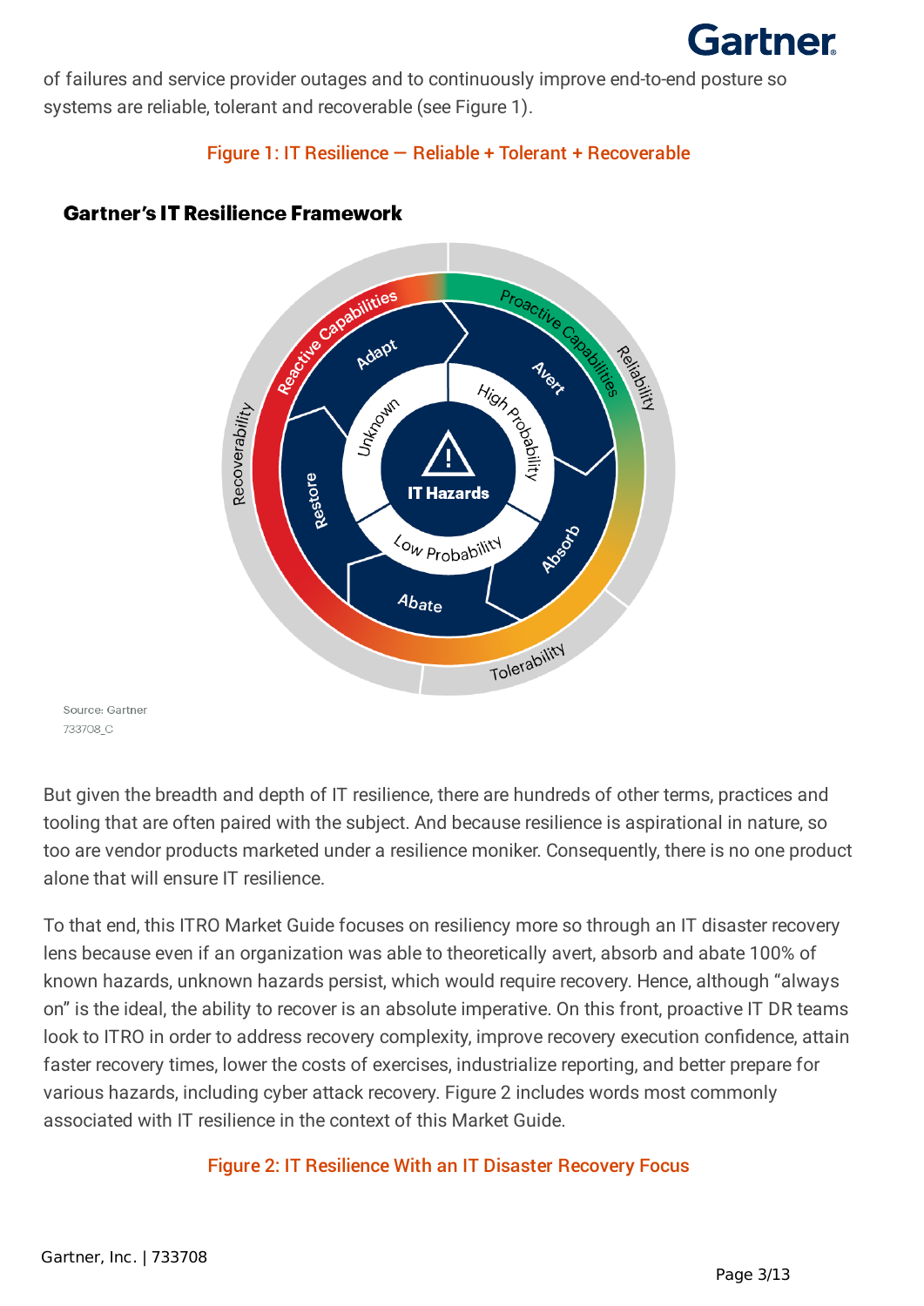of failures and service provider outages and to continuously improve end-to-end posture so systems are reliable, tolerant and recoverable (see Figure 1).

Figure 1: IT Resilience — Reliable + Tolerant + Recoverable

**Gartner's IT Resilience Framework**

Source: Gartner
733708_C

But given the breadth and depth of IT resilience, there are hundreds of other terms, practices and tooling that are often paired with the subject. And because resilience is aspirational in nature, so too are vendor products marketed under a resilience moniker. Consequently, there is no one product alone that will ensure IT resilience.

To that end, this ITRO Market Guide focuses on resiliency more so through an IT disaster recovery lens because even if an organization was able to theoretically avert, absorb and abate 100% of known hazards, unknown hazards persist, which would require recovery. Hence, although "always on" is the ideal, the ability to recover is an absolute imperative. On this front, proactive IT DR teams look to ITRO in order to address recovery complexity, improve recovery execution confidence, attain faster recovery times, lower the costs of exercises, industrialize reporting, and better prepare for various hazards, including cyber attack recovery. Figure 2 includes words most commonly associated with IT resilience in the context of this Market Guide.

Figure 2: IT Resilience With an IT Disaster Recovery Focus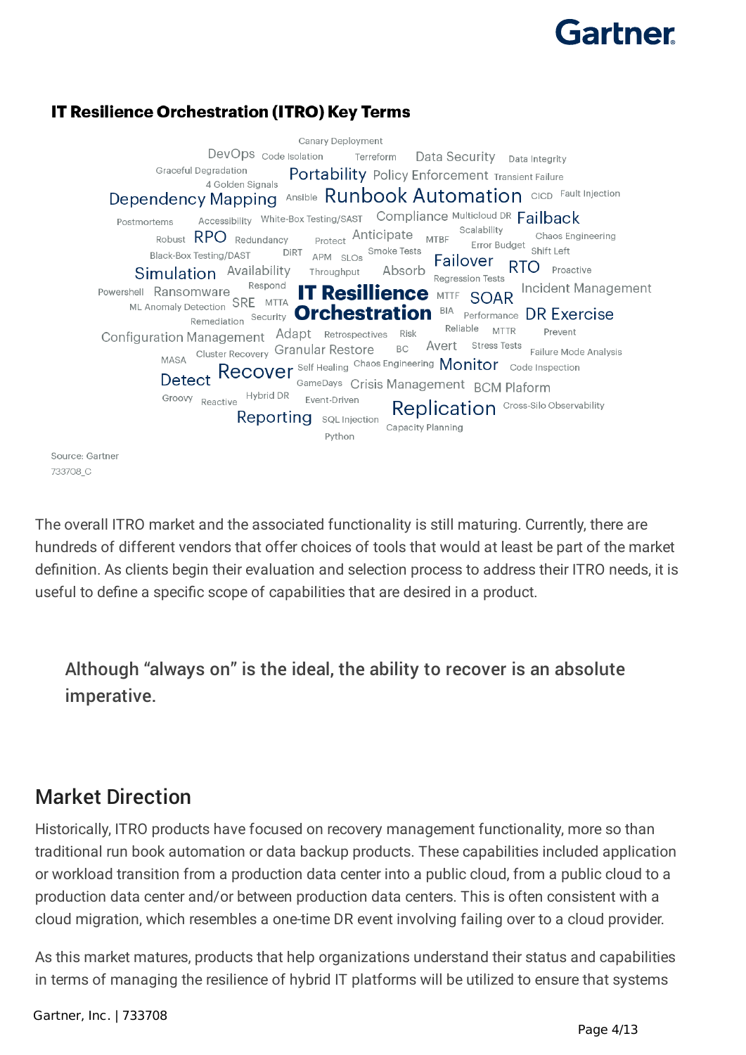### IT Resilience Orchestration (ITRO) Key Terms

Canary Deployment
DevOps Code Isolation Terreform Data Security Data Integrity
Graceful Degradation Portability Policy Enforcement Transient Failure
4 Golden Signals
Dependency Mapping Ansible Runbook Automation CICD Fault Injection
Postmortems Accessibility White-Box Testing/SAST Compliance Multicloud DR Failback
Robust RPO Redundancy Protect Anticipate MTBF Scalability Chaos Engineering
Black-Box Testing/DAST DIRT APM SLOs Smoke Tests Error Budget Shift Left
Simulation Availability Throughput Absorb Failover RTO Proactive
Powershell Ransomware Respond Regression Tests Incident Management
ML Anomaly Detection SRE MTTA IT Resillience Orchestration MTTF SOAR
Remediation Security BIA Performance DR Exercise
Configuration Management Adapt Retrospectives Risk Reliable MTTR Prevent
MASA Cluster Recovery Granular Restore BC Avert Stress Tests Failure Mode Analysis
Detect Recover Self Healing Chaos Engineering Monitor Code Inspection
Groovy Reactive Hybrid DR GameDays Crisis Management BCM Plaform
Event-Driven Replication Cross-Silo Observability
Reporting SQL Injection Capacity Planning
Python

Source: Gartner
733708_C

The overall ITRO market and the associated functionality is still maturing. Currently, there are hundreds of different vendors that offer choices of tools that would at least be part of the market definition. As clients begin their evaluation and selection process to address their ITRO needs, it is useful to define a specific scope of capabilities that are desired in a product.

> Although "always on" is the ideal, the ability to recover is an absolute imperative.

## Market Direction

Historically, ITRO products have focused on recovery management functionality, more so than traditional run book automation or data backup products. These capabilities included application or workload transition from a production data center into a public cloud, from a public cloud to a production data center and/or between production data centers. This is often consistent with a cloud migration, which resembles a one-time DR event involving failing over to a cloud provider.

As this market matures, products that help organizations understand their status and capabilities in terms of managing the resilience of hybrid IT platforms will be utilized to ensure that systems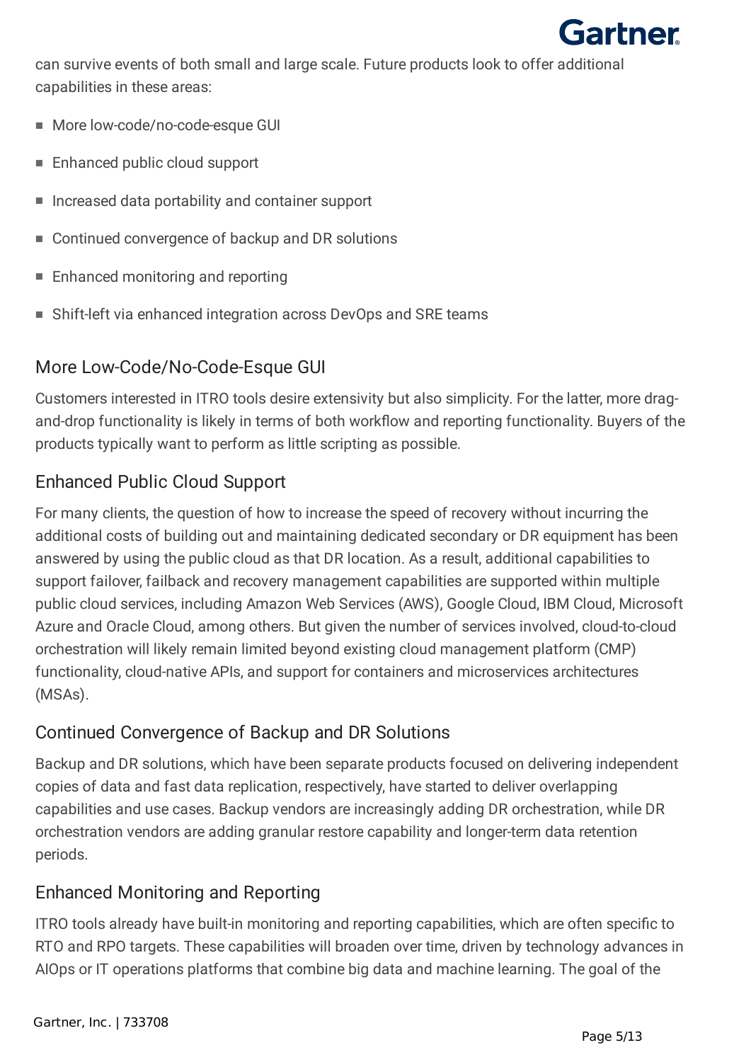can survive events of both small and large scale. Future products look to offer additional capabilities in these areas:

- More low-code/no-code-esque GUI
- Enhanced public cloud support
- Increased data portability and container support
- Continued convergence of backup and DR solutions
- Enhanced monitoring and reporting
- Shift-left via enhanced integration across DevOps and SRE teams

## More Low-Code/No-Code-Esque GUI

Customers interested in ITRO tools desire extensivity but also simplicity. For the latter, more drag-and-drop functionality is likely in terms of both workflow and reporting functionality. Buyers of the products typically want to perform as little scripting as possible.

## Enhanced Public Cloud Support

For many clients, the question of how to increase the speed of recovery without incurring the additional costs of building out and maintaining dedicated secondary or DR equipment has been answered by using the public cloud as that DR location. As a result, additional capabilities to support failover, failback and recovery management capabilities are supported within multiple public cloud services, including Amazon Web Services (AWS), Google Cloud, IBM Cloud, Microsoft Azure and Oracle Cloud, among others. But given the number of services involved, cloud-to-cloud orchestration will likely remain limited beyond existing cloud management platform (CMP) functionality, cloud-native APIs, and support for containers and microservices architectures (MSAs).

## Continued Convergence of Backup and DR Solutions

Backup and DR solutions, which have been separate products focused on delivering independent copies of data and fast data replication, respectively, have started to deliver overlapping capabilities and use cases. Backup vendors are increasingly adding DR orchestration, while DR orchestration vendors are adding granular restore capability and longer-term data retention periods.

## Enhanced Monitoring and Reporting

ITRO tools already have built-in monitoring and reporting capabilities, which are often specific to RTO and RPO targets. These capabilities will broaden over time, driven by technology advances in AIOps or IT operations platforms that combine big data and machine learning. The goal of the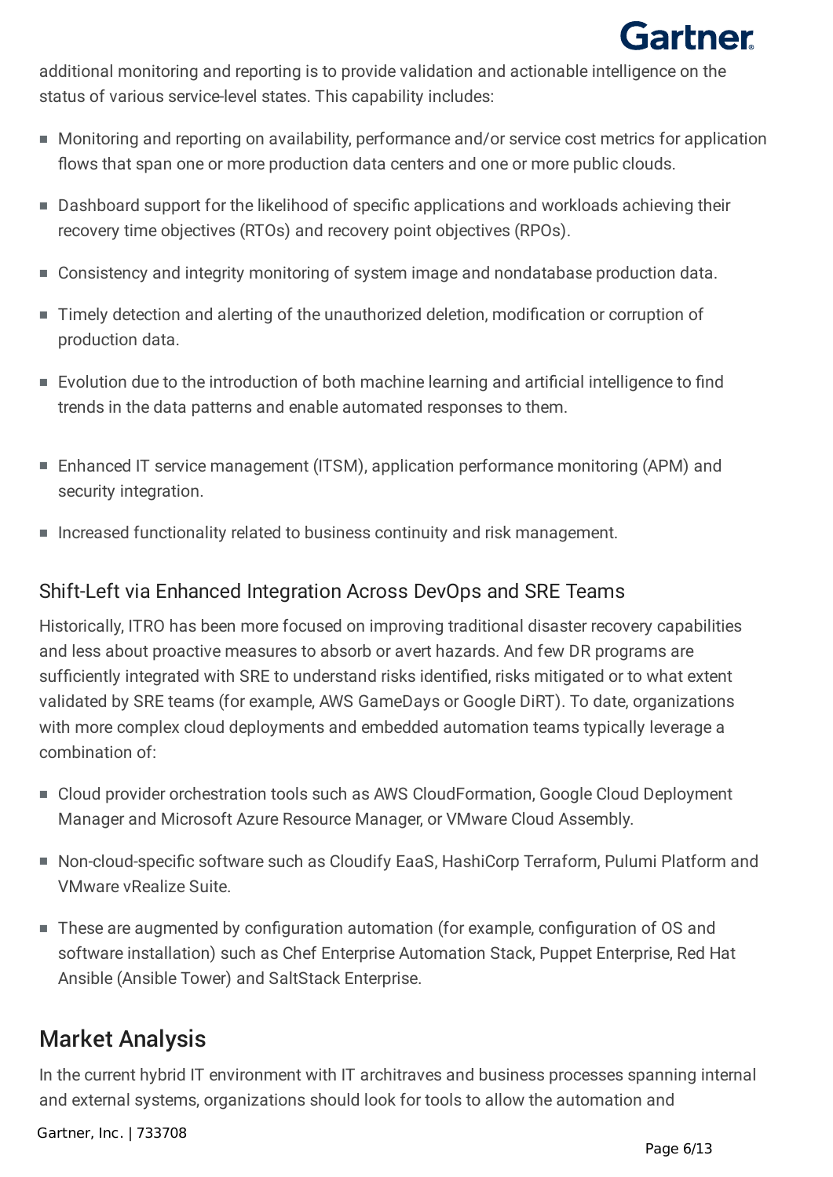additional monitoring and reporting is to provide validation and actionable intelligence on the status of various service-level states. This capability includes:

- Monitoring and reporting on availability, performance and/or service cost metrics for application flows that span one or more production data centers and one or more public clouds.
- Dashboard support for the likelihood of specific applications and workloads achieving their recovery time objectives (RTOs) and recovery point objectives (RPOs).
- Consistency and integrity monitoring of system image and nondatabase production data.
- Timely detection and alerting of the unauthorized deletion, modification or corruption of production data.
- Evolution due to the introduction of both machine learning and artificial intelligence to find trends in the data patterns and enable automated responses to them.
- Enhanced IT service management (ITSM), application performance monitoring (APM) and security integration.
- Increased functionality related to business continuity and risk management.

### Shift-Left via Enhanced Integration Across DevOps and SRE Teams

Historically, ITRO has been more focused on improving traditional disaster recovery capabilities and less about proactive measures to absorb or avert hazards. And few DR programs are sufficiently integrated with SRE to understand risks identified, risks mitigated or to what extent validated by SRE teams (for example, AWS GameDays or Google DiRT). To date, organizations with more complex cloud deployments and embedded automation teams typically leverage a combination of:

- Cloud provider orchestration tools such as AWS CloudFormation, Google Cloud Deployment Manager and Microsoft Azure Resource Manager, or VMware Cloud Assembly.
- Non-cloud-specific software such as Cloudify EaaS, HashiCorp Terraform, Pulumi Platform and VMware vRealize Suite.
- These are augmented by configuration automation (for example, configuration of OS and software installation) such as Chef Enterprise Automation Stack, Puppet Enterprise, Red Hat Ansible (Ansible Tower) and SaltStack Enterprise.

## Market Analysis

In the current hybrid IT environment with IT architraves and business processes spanning internal and external systems, organizations should look for tools to allow the automation and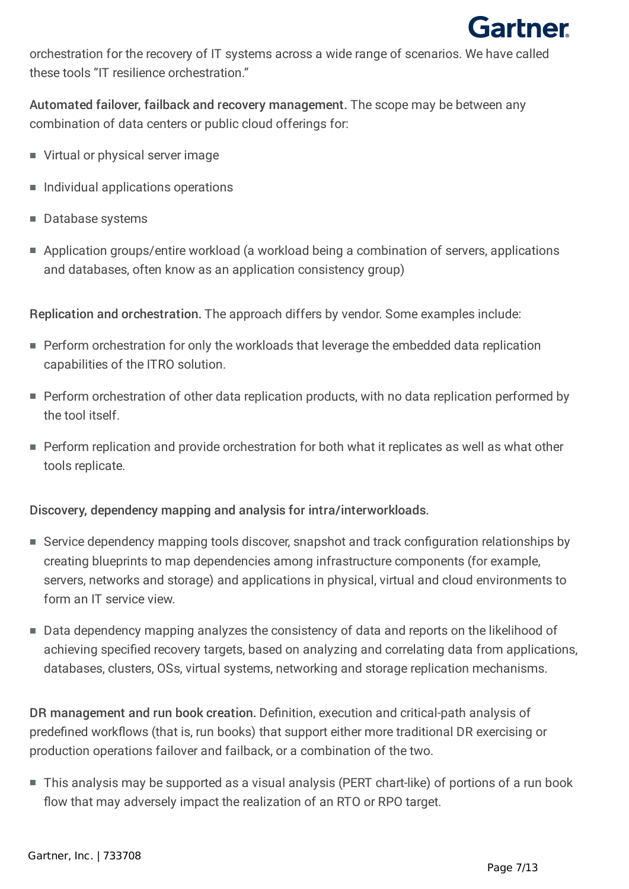orchestration for the recovery of IT systems across a wide range of scenarios. We have called these tools “IT resilience orchestration.”

**Automated failover, failback and recovery management.** The scope may be between any combination of data centers or public cloud offerings for:

- Virtual or physical server image
- Individual applications operations
- Database systems
- Application groups/entire workload (a workload being a combination of servers, applications and databases, often know as an application consistency group)

**Replication and orchestration.** The approach differs by vendor. Some examples include:

- Perform orchestration for only the workloads that leverage the embedded data replication capabilities of the ITRO solution.
- Perform orchestration of other data replication products, with no data replication performed by the tool itself.
- Perform replication and provide orchestration for both what it replicates as well as what other tools replicate.

**Discovery, dependency mapping and analysis for intra/interworkloads.**

- Service dependency mapping tools discover, snapshot and track configuration relationships by creating blueprints to map dependencies among infrastructure components (for example, servers, networks and storage) and applications in physical, virtual and cloud environments to form an IT service view.
- Data dependency mapping analyzes the consistency of data and reports on the likelihood of achieving specified recovery targets, based on analyzing and correlating data from applications, databases, clusters, OSs, virtual systems, networking and storage replication mechanisms.

**DR management and run book creation.** Definition, execution and critical-path analysis of predefined workflows (that is, run books) that support either more traditional DR exercising or production operations failover and failback, or a combination of the two.

- This analysis may be supported as a visual analysis (PERT chart-like) of portions of a run book flow that may adversely impact the realization of an RTO or RPO target.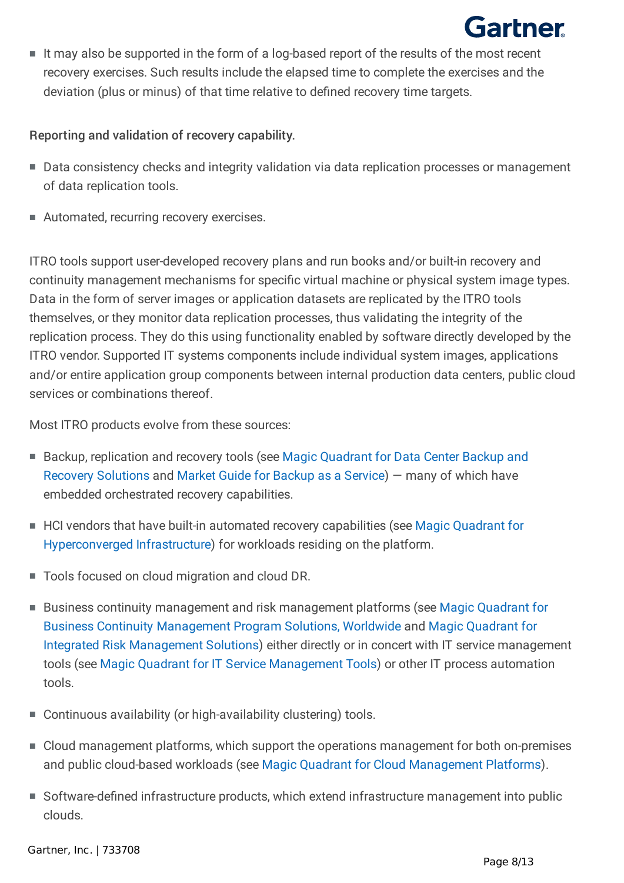- It may also be supported in the form of a log-based report of the results of the most recent recovery exercises. Such results include the elapsed time to complete the exercises and the deviation (plus or minus) of that time relative to defined recovery time targets.

Reporting and validation of recovery capability.

- Data consistency checks and integrity validation via data replication processes or management of data replication tools.
- Automated, recurring recovery exercises.

ITRO tools support user-developed recovery plans and run books and/or built-in recovery and continuity management mechanisms for specific virtual machine or physical system image types. Data in the form of server images or application datasets are replicated by the ITRO tools themselves, or they monitor data replication processes, thus validating the integrity of the replication process. They do this using functionality enabled by software directly developed by the ITRO vendor. Supported IT systems components include individual system images, applications and/or entire application group components between internal production data centers, public cloud services or combinations thereof.

Most ITRO products evolve from these sources:

- Backup, replication and recovery tools (see Magic Quadrant for Data Center Backup and Recovery Solutions and Market Guide for Backup as a Service) — many of which have embedded orchestrated recovery capabilities.
- HCI vendors that have built-in automated recovery capabilities (see Magic Quadrant for Hyperconverged Infrastructure) for workloads residing on the platform.
- Tools focused on cloud migration and cloud DR.
- Business continuity management and risk management platforms (see Magic Quadrant for Business Continuity Management Program Solutions, Worldwide and Magic Quadrant for Integrated Risk Management Solutions) either directly or in concert with IT service management tools (see Magic Quadrant for IT Service Management Tools) or other IT process automation tools.
- Continuous availability (or high-availability clustering) tools.
- Cloud management platforms, which support the operations management for both on-premises and public cloud-based workloads (see Magic Quadrant for Cloud Management Platforms).
- Software-defined infrastructure products, which extend infrastructure management into public clouds.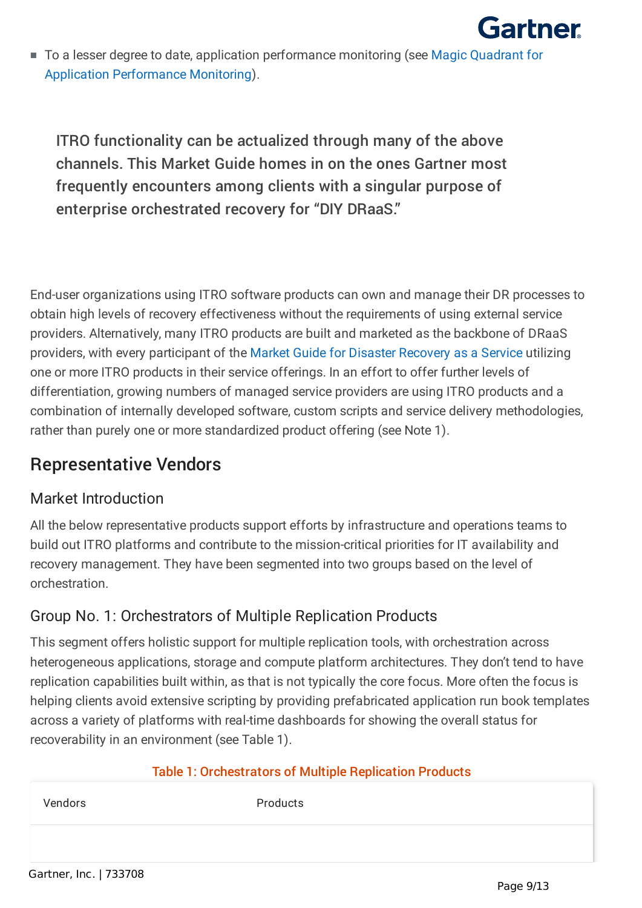- To a lesser degree to date, application performance monitoring (see Magic Quadrant for Application Performance Monitoring).

> ITRO functionality can be actualized through many of the above channels. This Market Guide homes in on the ones Gartner most frequently encounters among clients with a singular purpose of enterprise orchestrated recovery for "DIY DRaaS."

End-user organizations using ITRO software products can own and manage their DR processes to obtain high levels of recovery effectiveness without the requirements of using external service providers. Alternatively, many ITRO products are built and marketed as the backbone of DRaaS providers, with every participant of the Market Guide for Disaster Recovery as a Service utilizing one or more ITRO products in their service offerings. In an effort to offer further levels of differentiation, growing numbers of managed service providers are using ITRO products and a combination of internally developed software, custom scripts and service delivery methodologies, rather than purely one or more standardized product offering (see Note 1).

## Representative Vendors

### Market Introduction

All the below representative products support efforts by infrastructure and operations teams to build out ITRO platforms and contribute to the mission-critical priorities for IT availability and recovery management. They have been segmented into two groups based on the level of orchestration.

### Group No. 1: Orchestrators of Multiple Replication Products

This segment offers holistic support for multiple replication tools, with orchestration across heterogeneous applications, storage and compute platform architectures. They don't tend to have replication capabilities built within, as that is not typically the core focus. More often the focus is helping clients avoid extensive scripting by providing prefabricated application run book templates across a variety of platforms with real-time dashboards for showing the overall status for recoverability in an environment (see Table 1).

Table 1: Orchestrators of Multiple Replication Products

| Vendors | Products |
|---|---|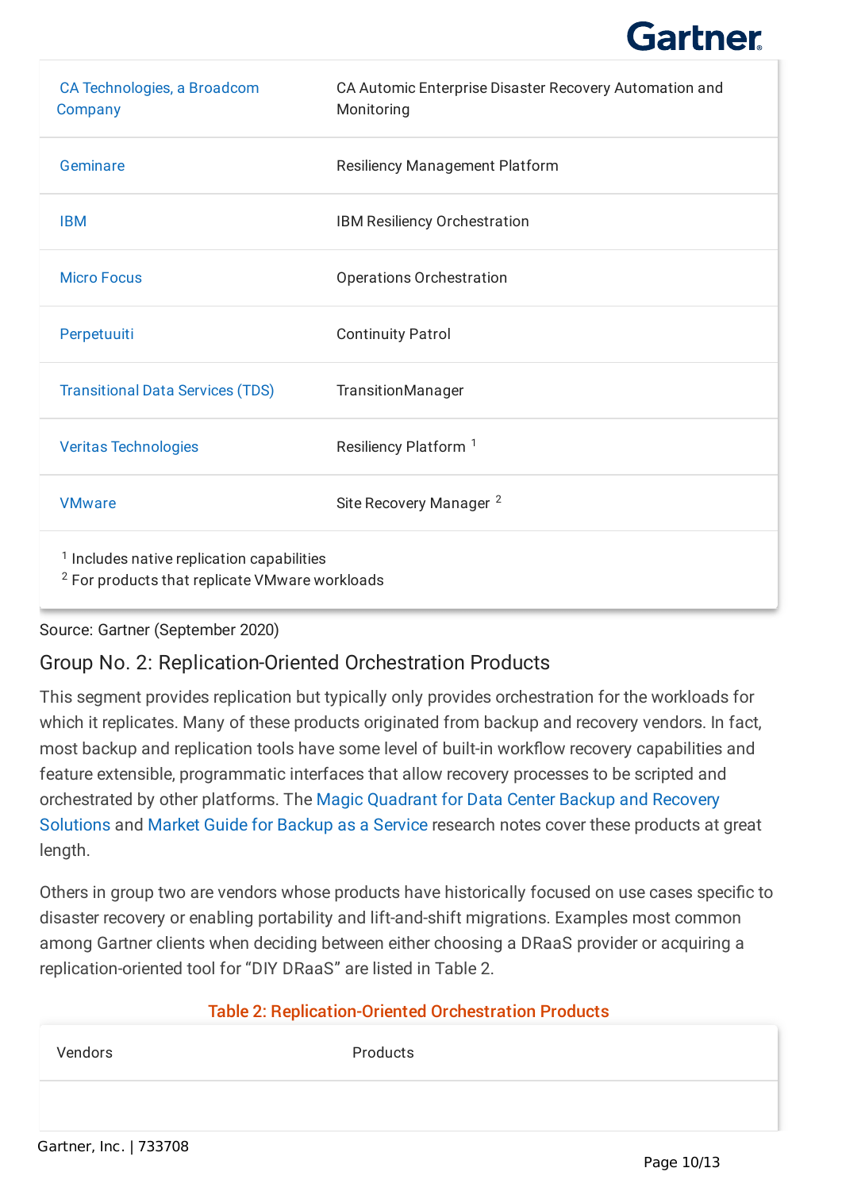| | |
|---|---|
| CA Technologies, a Broadcom Company | CA Automic Enterprise Disaster Recovery Automation and Monitoring |
| Geminare | Resiliency Management Platform |
| IBM | IBM Resiliency Orchestration |
| Micro Focus | Operations Orchestration |
| Perpetuuiti | Continuity Patrol |
| Transitional Data Services (TDS) | TransitionManager |
| Veritas Technologies | Resiliency Platform [1] |
| VMware | Site Recovery Manager [2] |

[1] Includes native replication capabilities
[2] For products that replicate VMware workloads

Source: Gartner (September 2020)

## Group No. 2: Replication-Oriented Orchestration Products

This segment provides replication but typically only provides orchestration for the workloads for which it replicates. Many of these products originated from backup and recovery vendors. In fact, most backup and replication tools have some level of built-in workflow recovery capabilities and feature extensible, programmatic interfaces that allow recovery processes to be scripted and orchestrated by other platforms. The Magic Quadrant for Data Center Backup and Recovery Solutions and Market Guide for Backup as a Service research notes cover these products at great length.

Others in group two are vendors whose products have historically focused on use cases specific to disaster recovery or enabling portability and lift-and-shift migrations. Examples most common among Gartner clients when deciding between either choosing a DRaaS provider or acquiring a replication-oriented tool for "DIY DRaaS" are listed in Table 2.

**Table 2: Replication-Oriented Orchestration Products**

| Vendors | Products |
|---|---|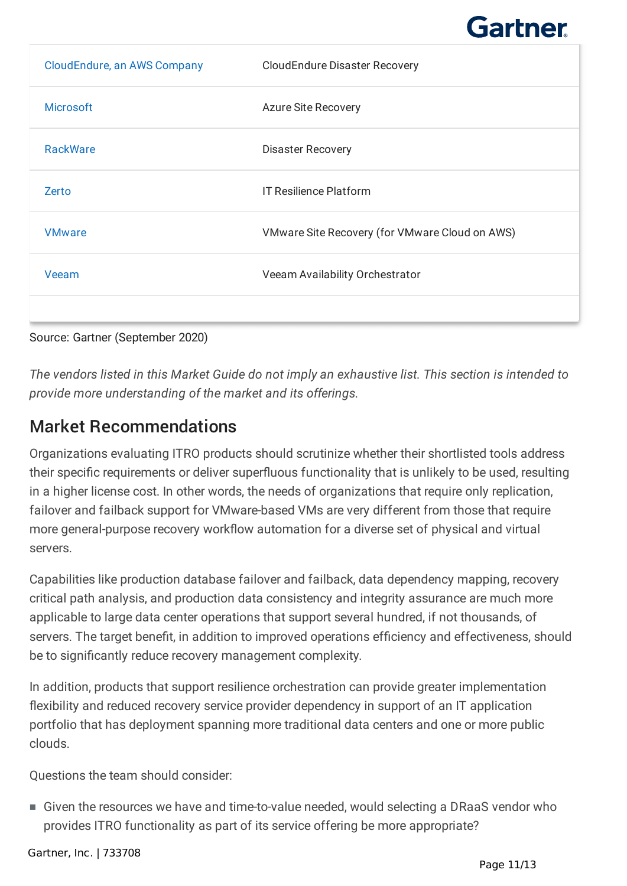| | |
|---|---|
| CloudEndure, an AWS Company | CloudEndure Disaster Recovery |
| Microsoft | Azure Site Recovery |
| RackWare | Disaster Recovery |
| Zerto | IT Resilience Platform |
| VMware | VMware Site Recovery (for VMware Cloud on AWS) |
| Veeam | Veeam Availability Orchestrator |

Source: Gartner (September 2020)

*The vendors listed in this Market Guide do not imply an exhaustive list. This section is intended to provide more understanding of the market and its offerings.*

## Market Recommendations

Organizations evaluating ITRO products should scrutinize whether their shortlisted tools address their specific requirements or deliver superfluous functionality that is unlikely to be used, resulting in a higher license cost. In other words, the needs of organizations that require only replication, failover and failback support for VMware-based VMs are very different from those that require more general-purpose recovery workflow automation for a diverse set of physical and virtual servers.

Capabilities like production database failover and failback, data dependency mapping, recovery critical path analysis, and production data consistency and integrity assurance are much more applicable to large data center operations that support several hundred, if not thousands, of servers. The target benefit, in addition to improved operations efficiency and effectiveness, should be to significantly reduce recovery management complexity.

In addition, products that support resilience orchestration can provide greater implementation flexibility and reduced recovery service provider dependency in support of an IT application portfolio that has deployment spanning more traditional data centers and one or more public clouds.

Questions the team should consider:

- Given the resources we have and time-to-value needed, would selecting a DRaaS vendor who provides ITRO functionality as part of its service offering be more appropriate?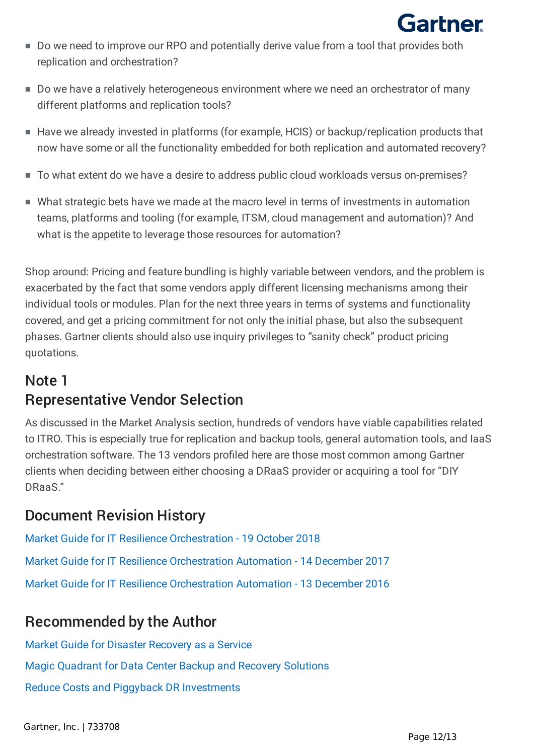- Do we need to improve our RPO and potentially derive value from a tool that provides both replication and orchestration?
- Do we have a relatively heterogeneous environment where we need an orchestrator of many different platforms and replication tools?
- Have we already invested in platforms (for example, HCIS) or backup/replication products that now have some or all the functionality embedded for both replication and automated recovery?
- To what extent do we have a desire to address public cloud workloads versus on-premises?
- What strategic bets have we made at the macro level in terms of investments in automation teams, platforms and tooling (for example, ITSM, cloud management and automation)? And what is the appetite to leverage those resources for automation?

Shop around: Pricing and feature bundling is highly variable between vendors, and the problem is exacerbated by the fact that some vendors apply different licensing mechanisms among their individual tools or modules. Plan for the next three years in terms of systems and functionality covered, and get a pricing commitment for not only the initial phase, but also the subsequent phases. Gartner clients should also use inquiry privileges to "sanity check" product pricing quotations.

## Note 1
## Representative Vendor Selection

As discussed in the Market Analysis section, hundreds of vendors have viable capabilities related to ITRO. This is especially true for replication and backup tools, general automation tools, and IaaS orchestration software. The 13 vendors profiled here are those most common among Gartner clients when deciding between either choosing a DRaaS provider or acquiring a tool for "DIY DRaaS."

## Document Revision History

Market Guide for IT Resilience Orchestration - 19 October 2018

Market Guide for IT Resilience Orchestration Automation - 14 December 2017

Market Guide for IT Resilience Orchestration Automation - 13 December 2016

## Recommended by the Author

Market Guide for Disaster Recovery as a Service

Magic Quadrant for Data Center Backup and Recovery Solutions

Reduce Costs and Piggyback DR Investments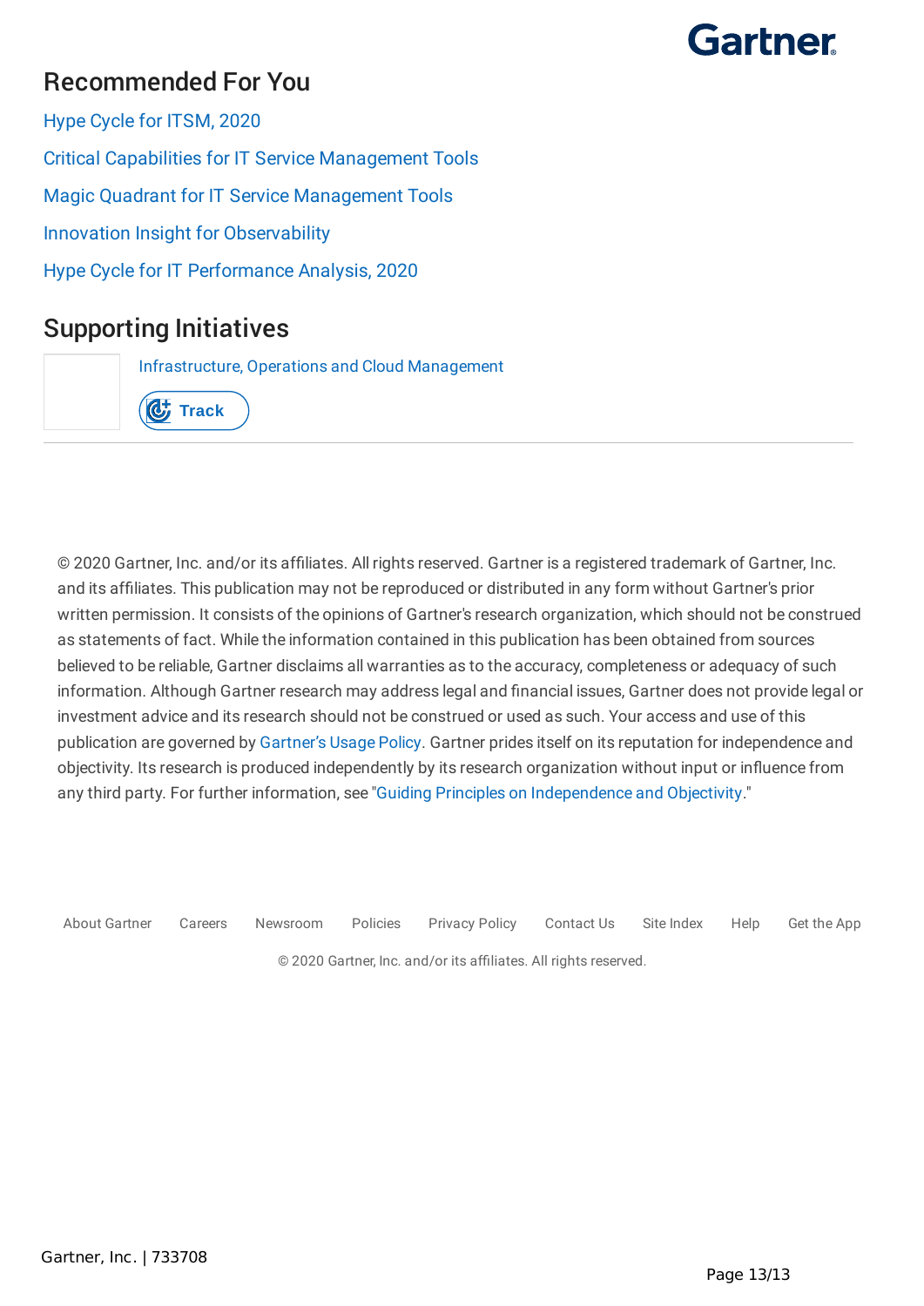## Recommended For You

Hype Cycle for ITSM, 2020

Critical Capabilities for IT Service Management Tools

Magic Quadrant for IT Service Management Tools

Innovation Insight for Observability

Hype Cycle for IT Performance Analysis, 2020

## Supporting Initiatives

Infrastructure, Operations and Cloud Management

Track

---

© 2020 Gartner, Inc. and/or its affiliates. All rights reserved. Gartner is a registered trademark of Gartner, Inc. and its affiliates. This publication may not be reproduced or distributed in any form without Gartner's prior written permission. It consists of the opinions of Gartner's research organization, which should not be construed as statements of fact. While the information contained in this publication has been obtained from sources believed to be reliable, Gartner disclaims all warranties as to the accuracy, completeness or adequacy of such information. Although Gartner research may address legal and financial issues, Gartner does not provide legal or investment advice and its research should not be construed or used as such. Your access and use of this publication are governed by Gartner's Usage Policy. Gartner prides itself on its reputation for independence and objectivity. Its research is produced independently by its research organization without input or influence from any third party. For further information, see "Guiding Principles on Independence and Objectivity."

About Gartner | Careers | Newsroom | Policies | Privacy Policy | Contact Us | Site Index | Help | Get the App

© 2020 Gartner, Inc. and/or its affiliates. All rights reserved.